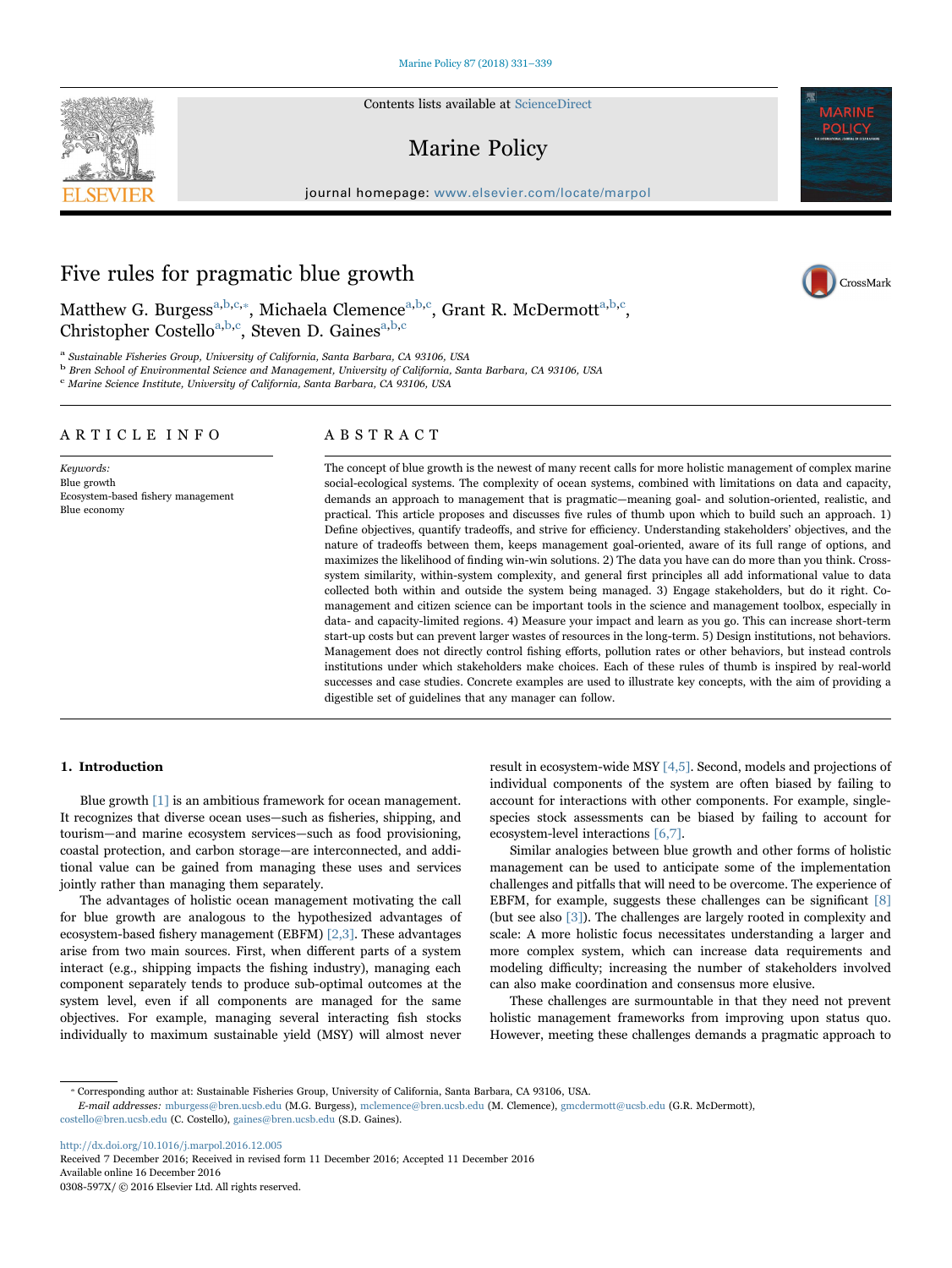# Five rules for pragmatic blue growth

Matthew G. Burgess[a,b,c,*], Michaela Clemence[a,b,c], Grant R. McDermott[a,b,c], Christopher Costello[a,b,c], Steven D. Gaines[a,b,c]

[a] Sustainable Fisheries Group, University of California, Santa Barbara, CA 93106, USA
[b] Bren School of Environmental Science and Management, University of California, Santa Barbara, CA 93106, USA
[c] Marine Science Institute, University of California, Santa Barbara, CA 93106, USA

## ARTICLE INFO

*Keywords:*
Blue growth
Ecosystem-based fishery management
Blue economy

## ABSTRACT

The concept of blue growth is the newest of many recent calls for more holistic management of complex marine social-ecological systems. The complexity of ocean systems, combined with limitations on data and capacity, demands an approach to management that is pragmatic—meaning goal- and solution-oriented, realistic, and practical. This article proposes and discusses five rules of thumb upon which to build such an approach. 1) Define objectives, quantify tradeoffs, and strive for efficiency. Understanding stakeholders' objectives, and the nature of tradeoffs between them, keeps management goal-oriented, aware of its full range of options, and maximizes the likelihood of finding win-win solutions. 2) The data you have can do more than you think. Cross-system similarity, within-system complexity, and general first principles all add informational value to data collected both within and outside the system being managed. 3) Engage stakeholders, but do it right. Co-management and citizen science can be important tools in the science and management toolbox, especially in data- and capacity-limited regions. 4) Measure your impact and learn as you go. This can increase short-term start-up costs but can prevent larger wastes of resources in the long-term. 5) Design institutions, not behaviors. Management does not directly control fishing efforts, pollution rates or other behaviors, but instead controls institutions under which stakeholders make choices. Each of these rules of thumb is inspired by real-world successes and case studies. Concrete examples are used to illustrate key concepts, with the aim of providing a digestible set of guidelines that any manager can follow.

## 1. Introduction

Blue growth [1] is an ambitious framework for ocean management. It recognizes that diverse ocean uses—such as fisheries, shipping, and tourism—and marine ecosystem services—such as food provisioning, coastal protection, and carbon storage—are interconnected, and additional value can be gained from managing these uses and services jointly rather than managing them separately.

The advantages of holistic ocean management motivating the call for blue growth are analogous to the hypothesized advantages of ecosystem-based fishery management (EBFM) [2,3]. These advantages arise from two main sources. First, when different parts of a system interact (e.g., shipping impacts the fishing industry), managing each component separately tends to produce sub-optimal outcomes at the system level, even if all components are managed for the same objectives. For example, managing several interacting fish stocks individually to maximum sustainable yield (MSY) will almost never result in ecosystem-wide MSY [4,5]. Second, models and projections of individual components of the system are often biased by failing to account for interactions with other components. For example, single-species stock assessments can be biased by failing to account for ecosystem-level interactions [6,7].

Similar analogies between blue growth and other forms of holistic management can be used to anticipate some of the implementation challenges and pitfalls that will need to be overcome. The experience of EBFM, for example, suggests these challenges can be significant [8] (but see also [3]). The challenges are largely rooted in complexity and scale: A more holistic focus necessitates understanding a larger and more complex system, which can increase data requirements and modeling difficulty; increasing the number of stakeholders involved can also make coordination and consensus more elusive.

These challenges are surmountable in that they need not prevent holistic management frameworks from improving upon status quo. However, meeting these challenges demands a pragmatic approach to

* Corresponding author at: Sustainable Fisheries Group, University of California, Santa Barbara, CA 93106, USA.
*E-mail addresses:* mburgess@bren.ucsb.edu (M.G. Burgess), mclemence@bren.ucsb.edu (M. Clemence), gmcdermott@ucsb.edu (G.R. McDermott), costello@bren.ucsb.edu (C. Costello), gaines@bren.ucsb.edu (S.D. Gaines).

http://dx.doi.org/10.1016/j.marpol.2016.12.005
Received 7 December 2016; Received in revised form 11 December 2016; Accepted 11 December 2016
Available online 16 December 2016
0308-597X/ © 2016 Elsevier Ltd. All rights reserved.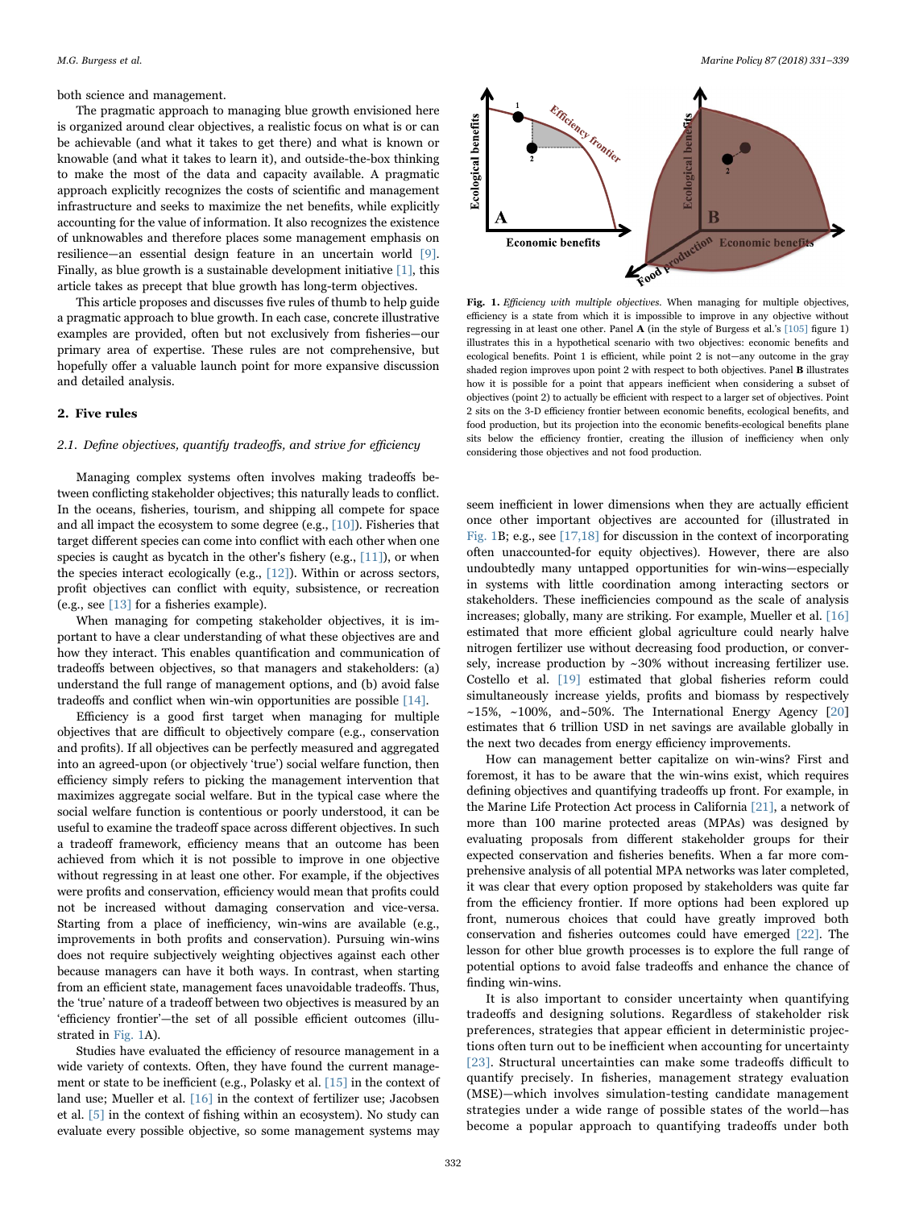both science and management.

The pragmatic approach to managing blue growth envisioned here is organized around clear objectives, a realistic focus on what is or can be achievable (and what it takes to get there) and what is known or knowable (and what it takes to learn it), and outside-the-box thinking to make the most of the data and capacity available. A pragmatic approach explicitly recognizes the costs of scientific and management infrastructure and seeks to maximize the net benefits, while explicitly accounting for the value of information. It also recognizes the existence of unknowables and therefore places some management emphasis on resilience—an essential design feature in an uncertain world [9]. Finally, as blue growth is a sustainable development initiative [1], this article takes as precept that blue growth has long-term objectives.

This article proposes and discusses five rules of thumb to help guide a pragmatic approach to blue growth. In each case, concrete illustrative examples are provided, often but not exclusively from fisheries—our primary area of expertise. These rules are not comprehensive, but hopefully offer a valuable launch point for more expansive discussion and detailed analysis.

## 2. Five rules

### 2.1. Define objectives, quantify tradeoffs, and strive for efficiency

Managing complex systems often involves making tradeoffs between conflicting stakeholder objectives; this naturally leads to conflict. In the oceans, fisheries, tourism, and shipping all compete for space and all impact the ecosystem to some degree (e.g., [10]). Fisheries that target different species can come into conflict with each other when one species is caught as bycatch in the other's fishery (e.g., [11]), or when the species interact ecologically (e.g., [12]). Within or across sectors, profit objectives can conflict with equity, subsistence, or recreation (e.g., see [13] for a fisheries example).

When managing for competing stakeholder objectives, it is important to have a clear understanding of what these objectives are and how they interact. This enables quantification and communication of tradeoffs between objectives, so that managers and stakeholders: (a) understand the full range of management options, and (b) avoid false tradeoffs and conflict when win-win opportunities are possible [14].

Efficiency is a good first target when managing for multiple objectives that are difficult to objectively compare (e.g., conservation and profits). If all objectives can be perfectly measured and aggregated into an agreed-upon (or objectively 'true') social welfare function, then efficiency simply refers to picking the management intervention that maximizes aggregate social welfare. But in the typical case where the social welfare function is contentious or poorly understood, it can be useful to examine the tradeoff space across different objectives. In such a tradeoff framework, efficiency means that an outcome has been achieved from which it is not possible to improve in one objective without regressing in at least one other. For example, if the objectives were profits and conservation, efficiency would mean that profits could not be increased without damaging conservation and vice-versa. Starting from a place of inefficiency, win-wins are available (e.g., improvements in both profits and conservation). Pursuing win-wins does not require subjectively weighting objectives against each other because managers can have it both ways. In contrast, when starting from an efficient state, management faces unavoidable tradeoffs. Thus, the 'true' nature of a tradeoff between two objectives is measured by an 'efficiency frontier'—the set of all possible efficient outcomes (illustrated in Fig. 1A).

Studies have evaluated the efficiency of resource management in a wide variety of contexts. Often, they have found the current management or state to be inefficient (e.g., Polasky et al. [15] in the context of land use; Mueller et al. [16] in the context of fertilizer use; Jacobsen et al. [5] in the context of fishing within an ecosystem). No study can evaluate every possible objective, so some management systems may seem inefficient in lower dimensions when they are actually efficient once other important objectives are accounted for (illustrated in Fig. 1B; e.g., see [17,18] for discussion in the context of incorporating often unaccounted-for equity objectives). However, there are also undoubtedly many untapped opportunities for win-wins—especially in systems with little coordination among interacting sectors or stakeholders. These inefficiencies compound as the scale of analysis increases; globally, many are striking. For example, Mueller et al. [16] estimated that more efficient global agriculture could nearly halve nitrogen fertilizer use without decreasing food production, or conversely, increase production by ~30% without increasing fertilizer use. Costello et al. [19] estimated that global fisheries reform could simultaneously increase yields, profits and biomass by respectively ~15%, ~100%, and~50%. The International Energy Agency [20] estimates that 6 trillion USD in net savings are available globally in the next two decades from energy efficiency improvements.

Ecological benefits
Efficiency frontier
1
2
A
Economic benefits
Ecological benefits
2
B
Economic benefits
Food production

**Fig. 1.** *Efficiency with multiple objectives.* When managing for multiple objectives, efficiency is a state from which it is impossible to improve in any objective without regressing in at least one other. Panel **A** (in the style of Burgess et al.'s [105] figure 1) illustrates this in a hypothetical scenario with two objectives: economic benefits and ecological benefits. Point 1 is efficient, while point 2 is not—any outcome in the gray shaded region improves upon point 2 with respect to both objectives. Panel **B** illustrates how it is possible for a point that appears inefficient when considering a subset of objectives (point 2) to actually be efficient with respect to a larger set of objectives. Point 2 sits on the 3-D efficiency frontier between economic benefits, ecological benefits, and food production, but its projection into the economic benefits-ecological benefits plane sits below the efficiency frontier, creating the illusion of inefficiency when only considering those objectives and not food production.

How can management better capitalize on win-wins? First and foremost, it has to be aware that the win-wins exist, which requires defining objectives and quantifying tradeoffs up front. For example, in the Marine Life Protection Act process in California [21], a network of more than 100 marine protected areas (MPAs) was designed by evaluating proposals from different stakeholder groups for their expected conservation and fisheries benefits. When a far more comprehensive analysis of all potential MPA networks was later completed, it was clear that every option proposed by stakeholders was quite far from the efficiency frontier. If more options had been explored up front, numerous choices that could have greatly improved both conservation and fisheries outcomes could have emerged [22]. The lesson for other blue growth processes is to explore the full range of potential options to avoid false tradeoffs and enhance the chance of finding win-wins.

It is also important to consider uncertainty when quantifying tradeoffs and designing solutions. Regardless of stakeholder risk preferences, strategies that appear efficient in deterministic projections often turn out to be inefficient when accounting for uncertainty [23]. Structural uncertainties can make some tradeoffs difficult to quantify precisely. In fisheries, management strategy evaluation (MSE)—which involves simulation-testing candidate management strategies under a wide range of possible states of the world—has become a popular approach to quantifying tradeoffs under both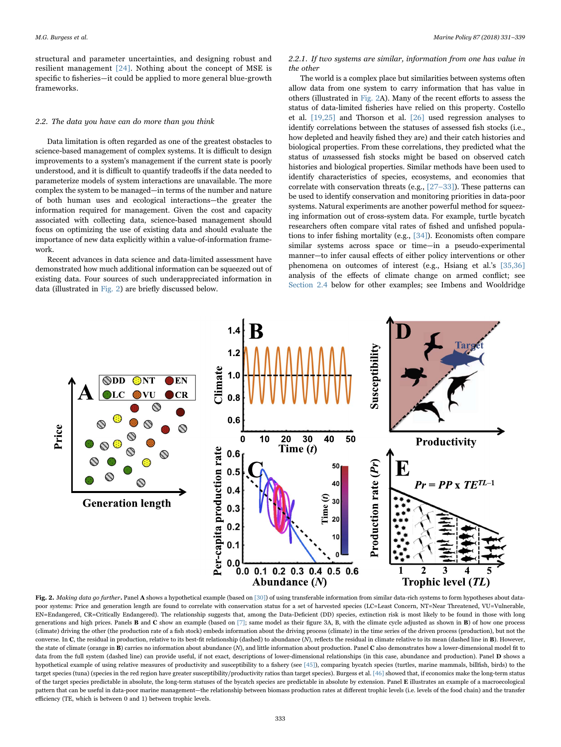structural and parameter uncertainties, and designing robust and resilient management [24]. Nothing about the concept of MSE is specific to fisheries—it could be applied to more general blue-growth frameworks.

### 2.2. The data you have can do more than you think

Data limitation is often regarded as one of the greatest obstacles to science-based management of complex systems. It is difficult to design improvements to a system's management if the current state is poorly understood, and it is difficult to quantify tradeoffs if the data needed to parameterize models of system interactions are unavailable. The more complex the system to be managed—in terms of the number and nature of both human uses and ecological interactions—the greater the information required for management. Given the cost and capacity associated with collecting data, science-based management should focus on optimizing the use of existing data and should evaluate the importance of new data explicitly within a value-of-information framework.

Recent advances in data science and data-limited assessment have demonstrated how much additional information can be squeezed out of existing data. Four sources of such underappreciated information in data (illustrated in Fig. 2) are briefly discussed below.

#### 2.2.1. If two systems are similar, information from one has value in the other

The world is a complex place but similarities between systems often allow data from one system to carry information that has value in others (illustrated in Fig. 2A). Many of the recent efforts to assess the status of data-limited fisheries have relied on this property. Costello et al. [19,25] and Thorson et al. [26] used regression analyses to identify correlations between the statuses of assessed fish stocks (i.e., how depleted and heavily fished they are) and their catch histories and biological properties. From these correlations, they predicted what the status of *un*assessed fish stocks might be based on observed catch histories and biological properties. Similar methods have been used to identify characteristics of species, ecosystems, and economies that correlate with conservation threats (e.g., [27–33]). These patterns can be used to identify conservation and monitoring priorities in data-poor systems. Natural experiments are another powerful method for squeezing information out of cross-system data. For example, turtle bycatch researchers often compare vital rates of fished and unfished populations to infer fishing mortality (e.g., [34]). Economists often compare similar systems across space or time—in a pseudo-experimental manner—to infer causal effects of either policy interventions or other phenomena on outcomes of interest (e.g., Hsiang et al.'s [35,36] analysis of the effects of climate change on armed conflict; see Section 2.4 below for other examples; see Imbens and Wooldridge

**Fig. 2.** *Making data go further*. Panel **A** shows a hypothetical example (based on [30]) of using transferable information from similar data-rich systems to form hypotheses about data-poor systems: Price and generation length are found to correlate with conservation status for a set of harvested species (LC=Least Concern, NT=Near Threatened, VU=Vulnerable, EN=Endangered, CR=Critically Endangered). The relationship suggests that, among the Data-Deficient (DD) species, extinction risk is most likely to be found in those with long generations and high prices. Panels **B** and **C** show an example (based on [7]; same model as their figure 3A, B, with the climate cycle adjusted as shown in **B**) of how one process (climate) driving the other (the production rate of a fish stock) embeds information about the driving process (climate) in the time series of the driven process (production), but not the converse. In **C**, the residual in production, relative to its best-fit relationship (dashed) to abundance ($N$), reflects the residual in climate relative to its mean (dashed line in **B**). However, the state of climate (orange in **B**) carries no information about abundance ($N$), and little information about production. Panel **C** also demonstrates how a lower-dimensional model fit to data from the full system (dashed line) can provide useful, if not exact, descriptions of lower-dimensional relationships (in this case, abundance and production). Panel **D** shows a hypothetical example of using relative measures of productivity and susceptibility to a fishery (see [45]), comparing bycatch species (turtles, marine mammals, billfish, birds) to the target species (tuna) (species in the red region have greater susceptibility/productivity ratios than target species). Burgess et al. [46] showed that, if economics make the long-term status of the target species predictable in absolute, the long-term statuses of the bycatch species are predictable in absolute by extension. Panel **E** illustrates an example of a macroecological pattern that can be useful in data-poor marine management—the relationship between biomass production rates at different trophic levels (i.e. levels of the food chain) and the transfer efficiency (TE, which is between 0 and 1) between trophic levels.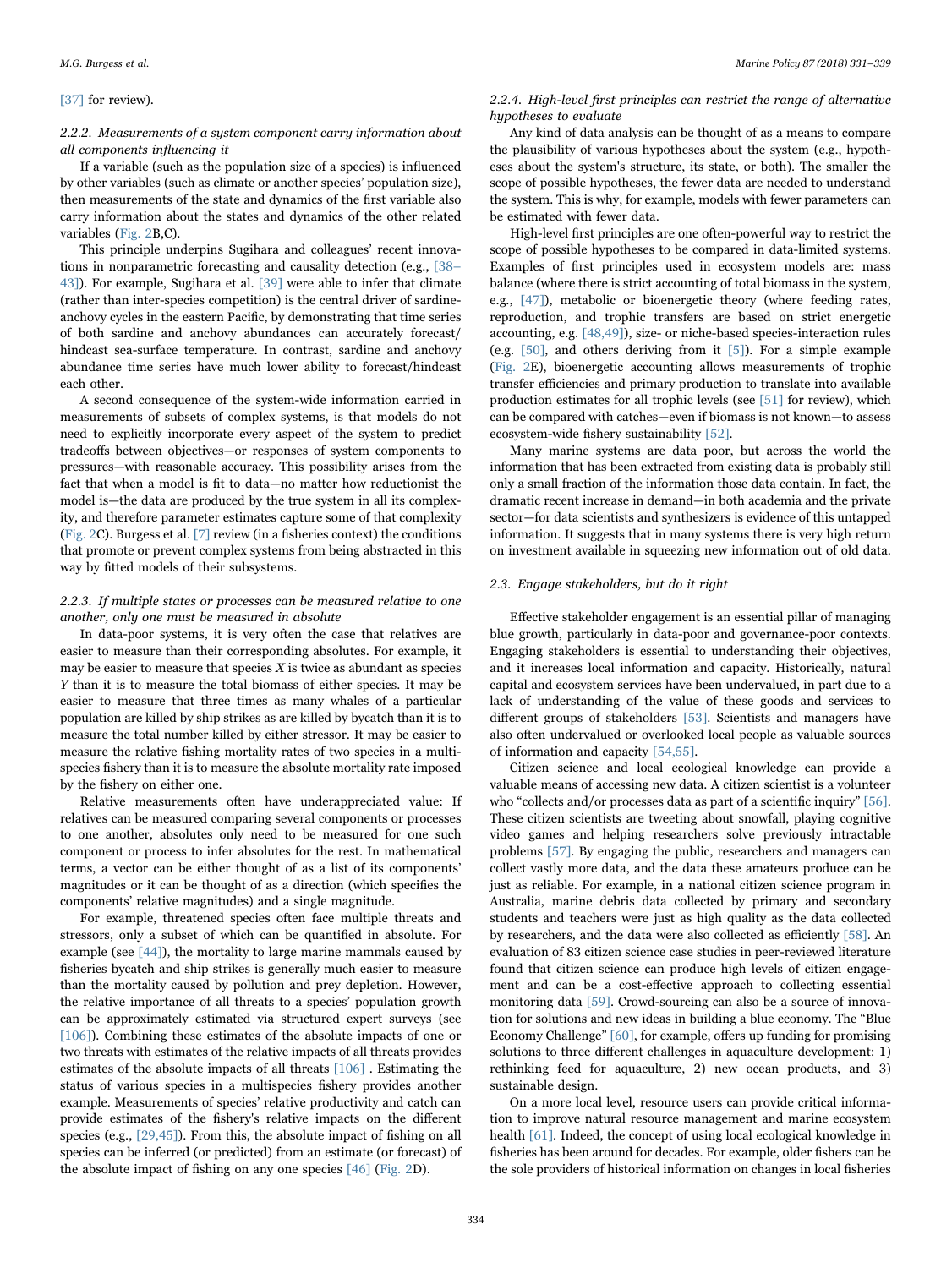[37] for review).

#### 2.2.2. Measurements of a system component carry information about all components influencing it

If a variable (such as the population size of a species) is influenced by other variables (such as climate or another species' population size), then measurements of the state and dynamics of the first variable also carry information about the states and dynamics of the other related variables (Fig. 2B,C).

This principle underpins Sugihara and colleagues' recent innovations in nonparametric forecasting and causality detection (e.g., [38–43]). For example, Sugihara et al. [39] were able to infer that climate (rather than inter-species competition) is the central driver of sardine-anchovy cycles in the eastern Pacific, by demonstrating that time series of both sardine and anchovy abundances can accurately forecast/hindcast sea-surface temperature. In contrast, sardine and anchovy abundance time series have much lower ability to forecast/hindcast each other.

A second consequence of the system-wide information carried in measurements of subsets of complex systems, is that models do not need to explicitly incorporate every aspect of the system to predict tradeoffs between objectives—or responses of system components to pressures—with reasonable accuracy. This possibility arises from the fact that when a model is fit to data—no matter how reductionist the model is—the data are produced by the true system in all its complexity, and therefore parameter estimates capture some of that complexity (Fig. 2C). Burgess et al. [7] review (in a fisheries context) the conditions that promote or prevent complex systems from being abstracted in this way by fitted models of their subsystems.

#### 2.2.3. If multiple states or processes can be measured relative to one another, only one must be measured in absolute

In data-poor systems, it is very often the case that relatives are easier to measure than their corresponding absolutes. For example, it may be easier to measure that species $X$ is twice as abundant as species $Y$ than it is to measure the total biomass of either species. It may be easier to measure that three times as many whales of a particular population are killed by ship strikes as are killed by bycatch than it is to measure the total number killed by either stressor. It may be easier to measure the relative fishing mortality rates of two species in a multi-species fishery than it is to measure the absolute mortality rate imposed by the fishery on either one.

Relative measurements often have underappreciated value: If relatives can be measured comparing several components or processes to one another, absolutes only need to be measured for one such component or process to infer absolutes for the rest. In mathematical terms, a vector can be either thought of as a list of its components' magnitudes or it can be thought of as a direction (which specifies the components' relative magnitudes) and a single magnitude.

For example, threatened species often face multiple threats and stressors, only a subset of which can be quantified in absolute. For example (see [44]), the mortality to large marine mammals caused by fisheries bycatch and ship strikes is generally much easier to measure than the mortality caused by pollution and prey depletion. However, the relative importance of all threats to a species' population growth can be approximately estimated via structured expert surveys (see [106]). Combining these estimates of the absolute impacts of one or two threats with estimates of the relative impacts of all threats provides estimates of the absolute impacts of all threats [106] . Estimating the status of various species in a multispecies fishery provides another example. Measurements of species' relative productivity and catch can provide estimates of the fishery's relative impacts on the different species (e.g., [29,45]). From this, the absolute impact of fishing on all species can be inferred (or predicted) from an estimate (or forecast) of the absolute impact of fishing on any one species [46] (Fig. 2D).

#### 2.2.4. High-level first principles can restrict the range of alternative hypotheses to evaluate

Any kind of data analysis can be thought of as a means to compare the plausibility of various hypotheses about the system (e.g., hypotheses about the system's structure, its state, or both). The smaller the scope of possible hypotheses, the fewer data are needed to understand the system. This is why, for example, models with fewer parameters can be estimated with fewer data.

High-level first principles are one often-powerful way to restrict the scope of possible hypotheses to be compared in data-limited systems. Examples of first principles used in ecosystem models are: mass balance (where there is strict accounting of total biomass in the system, e.g., [47]), metabolic or bioenergetic theory (where feeding rates, reproduction, and trophic transfers are based on strict energetic accounting, e.g. [48,49]), size- or niche-based species-interaction rules (e.g. [50], and others deriving from it [5]). For a simple example (Fig. 2E), bioenergetic accounting allows measurements of trophic transfer efficiencies and primary production to translate into available production estimates for all trophic levels (see [51] for review), which can be compared with catches—even if biomass is not known—to assess ecosystem-wide fishery sustainability [52].

Many marine systems are data poor, but across the world the information that has been extracted from existing data is probably still only a small fraction of the information those data contain. In fact, the dramatic recent increase in demand—in both academia and the private sector—for data scientists and synthesizers is evidence of this untapped information. It suggests that in many systems there is very high return on investment available in squeezing new information out of old data.

### 2.3. Engage stakeholders, but do it right

Effective stakeholder engagement is an essential pillar of managing blue growth, particularly in data-poor and governance-poor contexts. Engaging stakeholders is essential to understanding their objectives, and it increases local information and capacity. Historically, natural capital and ecosystem services have been undervalued, in part due to a lack of understanding of the value of these goods and services to different groups of stakeholders [53]. Scientists and managers have also often undervalued or overlooked local people as valuable sources of information and capacity [54,55].

Citizen science and local ecological knowledge can provide a valuable means of accessing new data. A citizen scientist is a volunteer who "collects and/or processes data as part of a scientific inquiry" [56]. These citizen scientists are tweeting about snowfall, playing cognitive video games and helping researchers solve previously intractable problems [57]. By engaging the public, researchers and managers can collect vastly more data, and the data these amateurs produce can be just as reliable. For example, in a national citizen science program in Australia, marine debris data collected by primary and secondary students and teachers were just as high quality as the data collected by researchers, and the data were also collected as efficiently [58]. An evaluation of 83 citizen science case studies in peer-reviewed literature found that citizen science can produce high levels of citizen engagement and can be a cost-effective approach to collecting essential monitoring data [59]. Crowd-sourcing can also be a source of innovation for solutions and new ideas in building a blue economy. The "Blue Economy Challenge" [60], for example, offers up funding for promising solutions to three different challenges in aquaculture development: 1) rethinking feed for aquaculture, 2) new ocean products, and 3) sustainable design.

On a more local level, resource users can provide critical information to improve natural resource management and marine ecosystem health [61]. Indeed, the concept of using local ecological knowledge in fisheries has been around for decades. For example, older fishers can be the sole providers of historical information on changes in local fisheries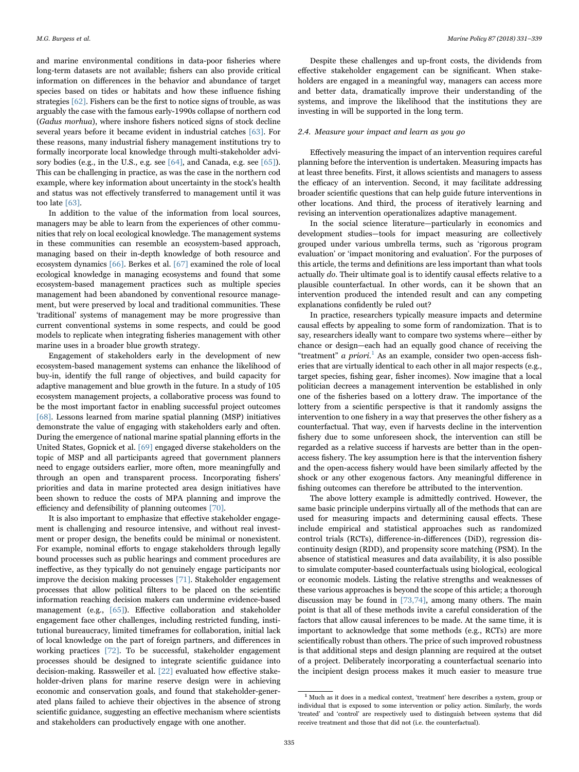and marine environmental conditions in data-poor fisheries where long-term datasets are not available; fishers can also provide critical information on differences in the behavior and abundance of target species based on tides or habitats and how these influence fishing strategies [62]. Fishers can be the first to notice signs of trouble, as was arguably the case with the famous early-1990s collapse of northern cod (*Gadus morhua*), where inshore fishers noticed signs of stock decline several years before it became evident in industrial catches [63]. For these reasons, many industrial fishery management institutions try to formally incorporate local knowledge through multi-stakeholder advisory bodies (e.g., in the U.S., e.g. see [64], and Canada, e.g. see [65]). This can be challenging in practice, as was the case in the northern cod example, where key information about uncertainty in the stock's health and status was not effectively transferred to management until it was too late [63].

In addition to the value of the information from local sources, managers may be able to learn from the experiences of other communities that rely on local ecological knowledge. The management systems in these communities can resemble an ecosystem-based approach, managing based on their in-depth knowledge of both resource and ecosystem dynamics [66]. Berkes et al. [67] examined the role of local ecological knowledge in managing ecosystems and found that some ecosystem-based management practices such as multiple species management had been abandoned by conventional resource management, but were preserved by local and traditional communities. These 'traditional' systems of management may be more progressive than current conventional systems in some respects, and could be good models to replicate when integrating fisheries management with other marine uses in a broader blue growth strategy.

Engagement of stakeholders early in the development of new ecosystem-based management systems can enhance the likelihood of buy-in, identify the full range of objectives, and build capacity for adaptive management and blue growth in the future. In a study of 105 ecosystem management projects, a collaborative process was found to be the most important factor in enabling successful project outcomes [68]. Lessons learned from marine spatial planning (MSP) initiatives demonstrate the value of engaging with stakeholders early and often. During the emergence of national marine spatial planning efforts in the United States, Gopnick et al. [69] engaged diverse stakeholders on the topic of MSP and all participants agreed that government planners need to engage outsiders earlier, more often, more meaningfully and through an open and transparent process. Incorporating fishers' priorities and data in marine protected area design initiatives have been shown to reduce the costs of MPA planning and improve the efficiency and defensibility of planning outcomes [70].

It is also important to emphasize that effective stakeholder engagement is challenging and resource intensive, and without real investment or proper design, the benefits could be minimal or nonexistent. For example, nominal efforts to engage stakeholders through legally bound processes such as public hearings and comment procedures are ineffective, as they typically do not genuinely engage participants nor improve the decision making processes [71]. Stakeholder engagement processes that allow political filters to be placed on the scientific information reaching decision makers can undermine evidence-based management (e.g., [65]). Effective collaboration and stakeholder engagement face other challenges, including restricted funding, institutional bureaucracy, limited timeframes for collaboration, initial lack of local knowledge on the part of foreign partners, and differences in working practices [72]. To be successful, stakeholder engagement processes should be designed to integrate scientific guidance into decision-making. Rassweiler et al. [22] evaluated how effective stakeholder-driven plans for marine reserve design were in achieving economic and conservation goals, and found that stakeholder-generated plans failed to achieve their objectives in the absence of strong scientific guidance, suggesting an effective mechanism where scientists and stakeholders can productively engage with one another.

Despite these challenges and up-front costs, the dividends from effective stakeholder engagement can be significant. When stakeholders are engaged in a meaningful way, managers can access more and better data, dramatically improve their understanding of the systems, and improve the likelihood that the institutions they are investing in will be supported in the long term.

### 2.4. Measure your impact and learn as you go

Effectively measuring the impact of an intervention requires careful planning before the intervention is undertaken. Measuring impacts has at least three benefits. First, it allows scientists and managers to assess the efficacy of an intervention. Second, it may facilitate addressing broader scientific questions that can help guide future interventions in other locations. And third, the process of iteratively learning and revising an intervention operationalizes adaptive management.

In the social science literature—particularly in economics and development studies—tools for impact measuring are collectively grouped under various umbrella terms, such as 'rigorous program evaluation' or 'impact monitoring and evaluation'. For the purposes of this article, the terms and definitions are less important than what tools actually *do*. Their ultimate goal is to identify causal effects relative to a plausible counterfactual. In other words, can it be shown that an intervention produced the intended result and can any competing explanations confidently be ruled out?

In practice, researchers typically measure impacts and determine causal effects by appealing to some form of randomization. That is to say, researchers ideally want to compare two systems where—either by chance or design—each had an equally good chance of receiving the "treatment" *a priori*.[1] As an example, consider two open-access fisheries that are virtually identical to each other in all major respects (e.g., target species, fishing gear, fisher incomes). Now imagine that a local politician decrees a management intervention be established in only one of the fisheries based on a lottery draw. The importance of the lottery from a scientific perspective is that it randomly assigns the intervention to one fishery in a way that preserves the other fishery as a counterfactual. That way, even if harvests decline in the intervention fishery due to some unforeseen shock, the intervention can still be regarded as a relative success if harvests are better than in the open-access fishery. The key assumption here is that the intervention fishery and the open-access fishery would have been similarly affected by the shock or any other exogenous factors. Any meaningful difference in fishing outcomes can therefore be attributed to the intervention.

The above lottery example is admittedly contrived. However, the same basic principle underpins virtually all of the methods that can are used for measuring impacts and determining causal effects. These include empirical and statistical approaches such as randomized control trials (RCTs), difference-in-differences (DiD), regression discontinuity design (RDD), and propensity score matching (PSM). In the absence of statistical measures and data availability, it is also possible to simulate computer-based counterfactuals using biological, ecological or economic models. Listing the relative strengths and weaknesses of these various approaches is beyond the scope of this article; a thorough discussion may be found in [73,74], among many others. The main point is that all of these methods invite a careful consideration of the factors that allow causal inferences to be made. At the same time, it is important to acknowledge that some methods (e.g., RCTs) are more scientifically robust than others. The price of such improved robustness is that additional steps and design planning are required at the outset of a project. Deliberately incorporating a counterfactual scenario into the incipient design process makes it much easier to measure true

[1] Much as it does in a medical context, 'treatment' here describes a system, group or individual that is exposed to some intervention or policy action. Similarly, the words 'treated' and 'control' are respectively used to distinguish between systems that did receive treatment and those that did not (i.e. the counterfactual).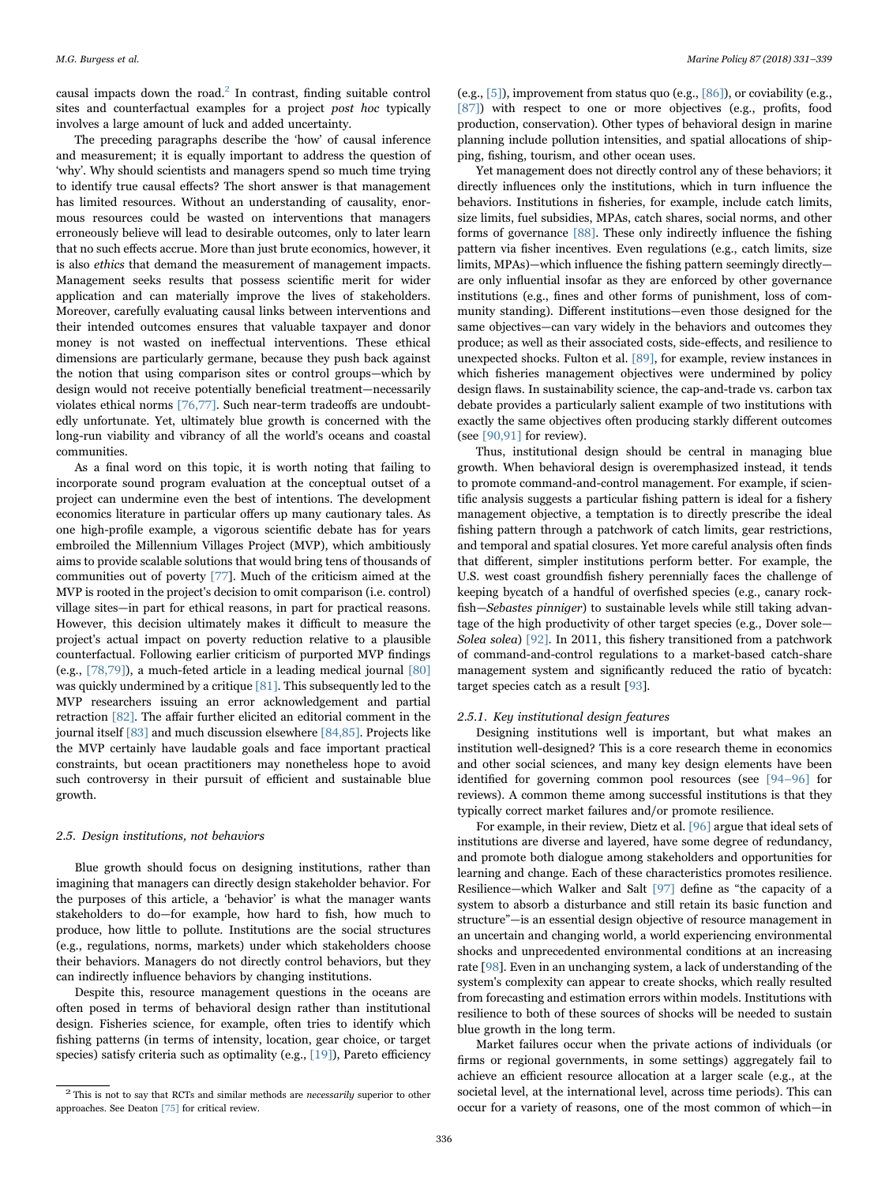causal impacts down the road.[2] In contrast, finding suitable control sites and counterfactual examples for a project *post hoc* typically involves a large amount of luck and added uncertainty.

The preceding paragraphs describe the 'how' of causal inference and measurement; it is equally important to address the question of 'why'. Why should scientists and managers spend so much time trying to identify true causal effects? The short answer is that management has limited resources. Without an understanding of causality, enormous resources could be wasted on interventions that managers erroneously believe will lead to desirable outcomes, only to later learn that no such effects accrue. More than just brute economics, however, it is also *ethics* that demand the measurement of management impacts. Management seeks results that possess scientific merit for wider application and can materially improve the lives of stakeholders. Moreover, carefully evaluating causal links between interventions and their intended outcomes ensures that valuable taxpayer and donor money is not wasted on ineffectual interventions. These ethical dimensions are particularly germane, because they push back against the notion that using comparison sites or control groups—which by design would not receive potentially beneficial treatment—necessarily violates ethical norms [76,77]. Such near-term tradeoffs are undoubtedly unfortunate. Yet, ultimately blue growth is concerned with the long-run viability and vibrancy of all the world's oceans and coastal communities.

As a final word on this topic, it is worth noting that failing to incorporate sound program evaluation at the conceptual outset of a project can undermine even the best of intentions. The development economics literature in particular offers up many cautionary tales. As one high-profile example, a vigorous scientific debate has for years embroiled the Millennium Villages Project (MVP), which ambitiously aims to provide scalable solutions that would bring tens of thousands of communities out of poverty [77]. Much of the criticism aimed at the MVP is rooted in the project's decision to omit comparison (i.e. control) village sites—in part for ethical reasons, in part for practical reasons. However, this decision ultimately makes it difficult to measure the project's actual impact on poverty reduction relative to a plausible counterfactual. Following earlier criticism of purported MVP findings (e.g., [78,79]), a much-feted article in a leading medical journal [80] was quickly undermined by a critique [81]. This subsequently led to the MVP researchers issuing an error acknowledgement and partial retraction [82]. The affair further elicited an editorial comment in the journal itself [83] and much discussion elsewhere [84,85]. Projects like the MVP certainly have laudable goals and face important practical constraints, but ocean practitioners may nonetheless hope to avoid such controversy in their pursuit of efficient and sustainable blue growth.

### 2.5. Design institutions, not behaviors

Blue growth should focus on designing institutions, rather than imagining that managers can directly design stakeholder behavior. For the purposes of this article, a 'behavior' is what the manager wants stakeholders to do—for example, how hard to fish, how much to produce, how little to pollute. Institutions are the social structures (e.g., regulations, norms, markets) under which stakeholders choose their behaviors. Managers do not directly control behaviors, but they can indirectly influence behaviors by changing institutions.

Despite this, resource management questions in the oceans are often posed in terms of behavioral design rather than institutional design. Fisheries science, for example, often tries to identify which fishing patterns (in terms of intensity, location, gear choice, or target species) satisfy criteria such as optimality (e.g., [19]), Pareto efficiency (e.g., [5]), improvement from status quo (e.g., [86]), or coviability (e.g., [87]) with respect to one or more objectives (e.g., profits, food production, conservation). Other types of behavioral design in marine planning include pollution intensities, and spatial allocations of shipping, fishing, tourism, and other ocean uses.

Yet management does not directly control any of these behaviors; it directly influences only the institutions, which in turn influence the behaviors. Institutions in fisheries, for example, include catch limits, size limits, fuel subsidies, MPAs, catch shares, social norms, and other forms of governance [88]. These only indirectly influence the fishing pattern via fisher incentives. Even regulations (e.g., catch limits, size limits, MPAs)—which influence the fishing pattern seemingly directly—are only influential insofar as they are enforced by other governance institutions (e.g., fines and other forms of punishment, loss of community standing). Different institutions—even those designed for the same objectives—can vary widely in the behaviors and outcomes they produce; as well as their associated costs, side-effects, and resilience to unexpected shocks. Fulton et al. [89], for example, review instances in which fisheries management objectives were undermined by policy design flaws. In sustainability science, the cap-and-trade vs. carbon tax debate provides a particularly salient example of two institutions with exactly the same objectives often producing starkly different outcomes (see [90,91] for review).

Thus, institutional design should be central in managing blue growth. When behavioral design is overemphasized instead, it tends to promote command-and-control management. For example, if scientific analysis suggests a particular fishing pattern is ideal for a fishery management objective, a temptation is to directly prescribe the ideal fishing pattern through a patchwork of catch limits, gear restrictions, and temporal and spatial closures. Yet more careful analysis often finds that different, simpler institutions perform better. For example, the U.S. west coast groundfish fishery perennially faces the challenge of keeping bycatch of a handful of overfished species (e.g., canary rockfish—*Sebastes pinniger*) to sustainable levels while still taking advantage of the high productivity of other target species (e.g., Dover sole—*Solea solea*) [92]. In 2011, this fishery transitioned from a patchwork of command-and-control regulations to a market-based catch-share management system and significantly reduced the ratio of bycatch: target species catch as a result [93].

#### 2.5.1. Key institutional design features

Designing institutions well is important, but what makes an institution well-designed? This is a core research theme in economics and other social sciences, and many key design elements have been identified for governing common pool resources (see [94–96] for reviews). A common theme among successful institutions is that they typically correct market failures and/or promote resilience.

For example, in their review, Dietz et al. [96] argue that ideal sets of institutions are diverse and layered, have some degree of redundancy, and promote both dialogue among stakeholders and opportunities for learning and change. Each of these characteristics promotes resilience. Resilience—which Walker and Salt [97] define as "the capacity of a system to absorb a disturbance and still retain its basic function and structure"—is an essential design objective of resource management in an uncertain and changing world, a world experiencing environmental shocks and unprecedented environmental conditions at an increasing rate [98]. Even in an unchanging system, a lack of understanding of the system's complexity can appear to create shocks, which really resulted from forecasting and estimation errors within models. Institutions with resilience to both of these sources of shocks will be needed to sustain blue growth in the long term.

Market failures occur when the private actions of individuals (or firms or regional governments, in some settings) aggregately fail to achieve an efficient resource allocation at a larger scale (e.g., at the societal level, at the international level, across time periods). This can occur for a variety of reasons, one of the most common of which—in

[2] This is not to say that RCTs and similar methods are *necessarily* superior to other approaches. See Deaton [75] for critical review.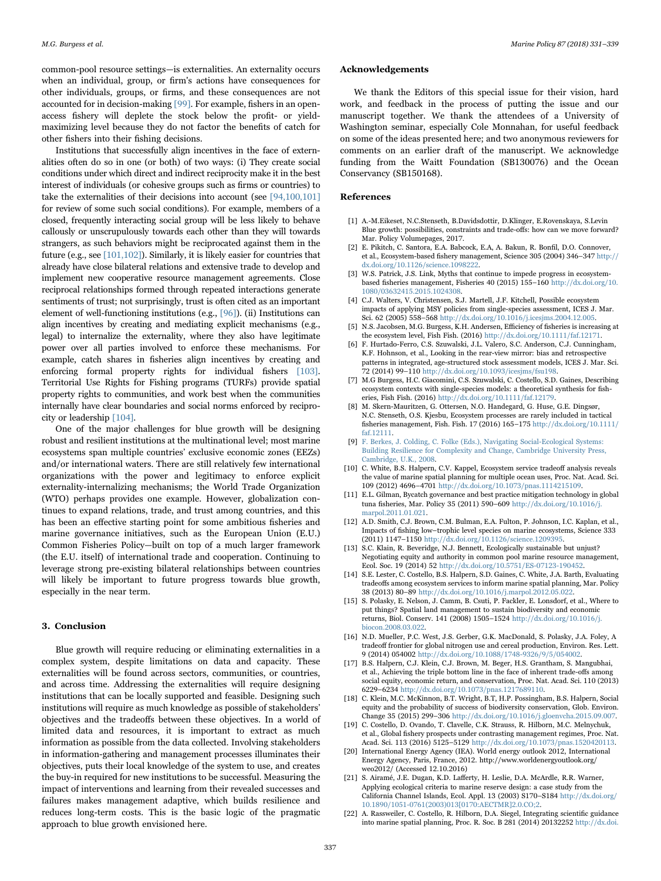common-pool resource settings—is externalities. An externality occurs when an individual, group, or firm's actions have consequences for other individuals, groups, or firms, and these consequences are not accounted for in decision-making [99]. For example, fishers in an open-access fishery will deplete the stock below the profit- or yield-maximizing level because they do not factor the benefits of catch for other fishers into their fishing decisions.

Institutions that successfully align incentives in the face of externalities often do so in one (or both) of two ways: (i) They create social conditions under which direct and indirect reciprocity make it in the best interest of individuals (or cohesive groups such as firms or countries) to take the externalities of their decisions into account (see [94,100,101] for review of some such social conditions). For example, members of a closed, frequently interacting social group will be less likely to behave callously or unscrupulously towards each other than they will towards strangers, as such behaviors might be reciprocated against them in the future (e.g., see [101,102]). Similarly, it is likely easier for countries that already have close bilateral relations and extensive trade to develop and implement new cooperative resource management agreements. Close reciprocal relationships formed through repeated interactions generate sentiments of trust; not surprisingly, trust is often cited as an important element of well-functioning institutions (e.g., [96]). (ii) Institutions can align incentives by creating and mediating explicit mechanisms (e.g., legal) to internalize the externality, where they also have legitimate power over all parties involved to enforce these mechanisms. For example, catch shares in fisheries align incentives by creating and enforcing formal property rights for individual fishers [103]. Territorial Use Rights for Fishing programs (TURFs) provide spatial property rights to communities, and work best when the communities internally have clear boundaries and social norms enforced by reciprocity or leadership [104].

One of the major challenges for blue growth will be designing robust and resilient institutions at the multinational level; most marine ecosystems span multiple countries' exclusive economic zones (EEZs) and/or international waters. There are still relatively few international organizations with the power and legitimacy to enforce explicit externality-internalizing mechanisms; the World Trade Organization (WTO) perhaps provides one example. However, globalization continues to expand relations, trade, and trust among countries, and this has been an effective starting point for some ambitious fisheries and marine governance initiatives, such as the European Union (E.U.) Common Fisheries Policy—built on top of a much larger framework (the E.U. itself) of international trade and cooperation. Continuing to leverage strong pre-existing bilateral relationships between countries will likely be important to future progress towards blue growth, especially in the near term.

## 3. Conclusion

Blue growth will require reducing or eliminating externalities in a complex system, despite limitations on data and capacity. These externalities will be found across sectors, communities, or countries, and across time. Addressing the externalities will require designing institutions that can be locally supported and feasible. Designing such institutions will require as much knowledge as possible of stakeholders' objectives and the tradeoffs between these objectives. In a world of limited data and resources, it is important to extract as much information as possible from the data collected. Involving stakeholders in information-gathering and management processes illuminates their objectives, puts their local knowledge of the system to use, and creates the buy-in required for new institutions to be successful. Measuring the impact of interventions and learning from their revealed successes and failures makes management adaptive, which builds resilience and reduces long-term costs. This is the basic logic of the pragmatic approach to blue growth envisioned here.

## Acknowledgements

We thank the Editors of this special issue for their vision, hard work, and feedback in the process of putting the issue and our manuscript together. We thank the attendees of a University of Washington seminar, especially Cole Monnahan, for useful feedback on some of the ideas presented here; and two anonymous reviewers for comments on an earlier draft of the manuscript. We acknowledge funding from the Waitt Foundation (SB130076) and the Ocean Conservancy (SB150168).

## References

[1] A.-M.Eikeset, N.C.Stenseth, B.Davidsdottir, D.Klinger, E.Rovenskaya, S.Levin Blue growth: possibilities, constraints and trade-offs: how can we move forward? Mar. Policy Volumepages, 2017.

[2] E. Pikitch, C. Santora, E.A. Babcock, E.A, A. Bakun, R. Bonfil, D.O. Connover, et al., Ecosystem-based fishery management, Science 305 (2004) 346–347 http://dx.doi.org/10.1126/science.1098222.

[3] W.S. Patrick, J.S. Link, Myths that continue to impede progress in ecosystem-based fisheries management, Fisheries 40 (2015) 155–160 http://dx.doi.org/10.1080/03632415.2015.1024308.

[4] C.J. Walters, V. Christensen, S.J. Martell, J.F. Kitchell, Possible ecosystem impacts of applying MSY policies from single-species assessment, ICES J. Mar. Sci. 62 (2005) 558–568 http://dx.doi.org/10.1016/j.icesjms.2004.12.005.

[5] N.S. Jacobsen, M.G. Burgess, K.H. Andersen, Efficiency of fisheries is increasing at the ecosystem level, Fish Fish. (2016) http://dx.doi.org/10.1111/faf.12171.

[6] F. Hurtado-Ferro, C.S. Szuwalski, J.L. Valero, S.C. Anderson, C.J. Cunningham, K.F. Hohnson, et al., Looking in the rear-view mirror: bias and retrospective patterns in integrated, age-structured stock assessment models, ICES J. Mar. Sci. 72 (2014) 99–110 http://dx.doi.org/10.1093/icesjms/fsu198.

[7] M.G Burgess, H.C. Giacomini, C.S. Szuwalski, C. Costello, S.D. Gaines, Describing ecosystem contexts with single-species models: a theoretical synthesis for fisheries, Fish Fish. (2016) http://dx.doi.org/10.1111/faf.12179.

[8] M. Skern-Mauritzen, G. Ottersen, N.O. Handegard, G. Huse, G.E. Dingsør, N.C. Stenseth, O.S. Kjesbu, Ecosystem processes are rarely included in tactical fisheries management, Fish. Fish. 17 (2016) 165–175 http://dx.doi.org/10.1111/faf.12111.

[9] F. Berkes, J. Colding, C. Folke (Eds.), Navigating Social-Ecological Systems: Building Resilience for Complexity and Change, Cambridge University Press, Cambridge, U.K., 2008.

[10] C. White, B.S. Halpern, C.V. Kappel, Ecosystem service tradeoff analysis reveals the value of marine spatial planning for multiple ocean uses, Proc. Nat. Acad. Sci. 109 (2012) 4696–4701 http://dx.doi.org/10.1073/pnas.1114215109.

[11] E.L. Gilman, Bycatch governance and best practice mitigation technology in global tuna fisheries, Mar. Policy 35 (2011) 590–609 http://dx.doi.org/10.1016/j.marpol.2011.01.021.

[12] A.D. Smith, C.J. Brown, C.M. Bulman, E.A. Fulton, P. Johnson, I.C. Kaplan, et al., Impacts of fishing low–trophic level species on marine ecosystems, Science 333 (2011) 1147–1150 http://dx.doi.org/10.1126/science.1209395.

[13] S.C. Klain, R. Beveridge, N.J. Bennett, Ecologically sustainable but unjust? Negotiating equity and authority in common pool marine resource management, Ecol. Soc. 19 (2014) 52 http://dx.doi.org/10.5751/ES-07123-190452.

[14] S.E. Lester, C. Costello, B.S. Halpern, S.D. Gaines, C. White, J.A. Barth, Evaluating tradeoffs among ecosystem services to inform marine spatial planning, Mar. Policy 38 (2013) 80–89 http://dx.doi.org/10.1016/j.marpol.2012.05.022.

[15] S. Polasky, E. Nelson, J. Camm, B. Csuti, P. Fackler, E. Lonsdorf, et al., Where to put things? Spatial land management to sustain biodiversity and economic returns, Biol. Conserv. 141 (2008) 1505–1524 http://dx.doi.org/10.1016/j.biocon.2008.03.022.

[16] N.D. Mueller, P.C. West, J.S. Gerber, G.K. MacDonald, S. Polasky, J.A. Foley, A tradeoff frontier for global nitrogen use and cereal production, Environ. Res. Lett. 9 (2014) 054002 http://dx.doi.org/10.1088/1748-9326/9/5/054002.

[17] B.S. Halpern, C.J. Klein, C.J. Brown, M. Beger, H.S. Grantham, S. Mangubhai, et al., Achieving the triple bottom line in the face of inherent trade-offs among social equity, economic return, and conservation, Proc. Nat. Acad. Sci. 110 (2013) 6229–6234 http://dx.doi.org/10.1073/pnas.1217689110.

[18] C. Klein, M.C. McKinnon, B.T. Wright, B.T, H.P. Possingham, B.S. Halpern, Social equity and the probability of success of biodiversity conservation, Glob. Environ. Change 35 (2015) 299–306 http://dx.doi.org/10.1016/j.gloenvcha.2015.09.007.

[19] C. Costello, D. Ovando, T. Clavelle, C.K. Strauss, R. Hilborn, M.C. Melnychuk, et al., Global fishery prospects under contrasting management regimes, Proc. Nat. Acad. Sci. 113 (2016) 5125–5129 http://dx.doi.org/10.1073/pnas.1520420113.

[20] International Energy Agency (IEA). World energy outlook 2012, International Energy Agency, Paris, France, 2012. http://www.worldenergyoutlook.org/weo2012/ (Accessed 12.10.2016)

[21] S. Airamé, J.E. Dugan, K.D. Lafferty, H. Leslie, D.A. McArdle, R.R. Warner, Applying ecological criteria to marine reserve design: a case study from the California Channel Islands, Ecol. Appl. 13 (2003) S170–S184 http://dx.doi.org/10.1890/1051-0761(2003)013[0170:AECTMR]2.0.CO;2.

[22] A. Rassweiler, C. Costello, R. Hilborn, D.A. Siegel, Integrating scientific guidance into marine spatial planning, Proc. R. Soc. B 281 (2014) 20132252 http://dx.doi.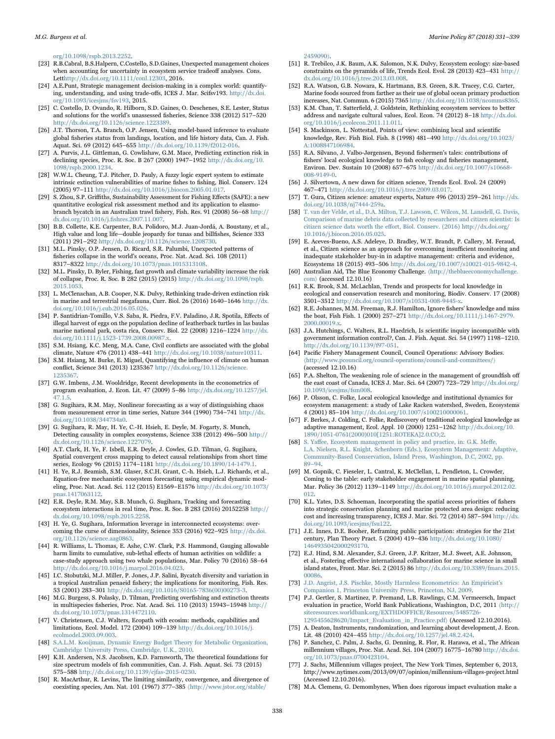org/10.1098/rspb.2013.2252.

[23] R.B.Cabral, B.S.Halpern, C.Costello, S.D.Gaines, Unexpected management choices when accounting for uncertainty in ecosystem service tradeoff analyses. Cons. Letthttp://dx.doi.org/10.1111/conl.12303, 2016.

[24] A.E.Punt, Strategic management decision-making in a complex world: quantifying, understanding, and using trade-offs, ICES J. Mar. Scifsv193. http://dx.doi.org/10.1093/icesjms/fsv193, 2015.

[25] C. Costello, D. Ovando, R. Hilborn, S.D. Gaines, O. Deschenes, S.E. Lester, Status and solutions for the world's unassessed fisheries, Science 338 (2012) 517–520 http://dx.doi.org/10.1126/science.1223389.

[26] J.T. Thorson, T.A. Branch, O.P. Jensen, Using model-based inference to evaluate global fisheries status from landings, location, and life history data, Can. J. Fish. Aquat. Sci. 69 (2012) 645–655 http://dx.doi.org/10.1139/f2012-016.

[27] A. Purvis, J.L. Gittleman, G. Cowlishaw, G.M. Mace, Predicting extinction risk in declining species, Proc. R. Soc. B 267 (2000) 1947–1952 http://dx.doi.org/10.1098/rspb.2000.1234.

[28] W.W.L. Cheung, T.J. Pitcher, D. Pauly, A fuzzy logic expert system to estimate intrinsic extinction vulnerabilities of marine fishes to fishing, Biol. Conserv. 124 (2005) 97–111 http://dx.doi.org/10.1016/j.biocon.2005.01.017.

[29] S. Zhou, S.P. Griffiths, Sustainability Assessment for Fishing Effects (SAFE): a new quantitative ecological risk assessment method and its application to elasmobranch bycatch in an Australian trawl fishery, Fish. Res. 91 (2008) 56–68 http://dx.doi.org/10.1016/j.fishres.2007.11.007.

[30] B.B. Collette, K.E. Carpenter, B.A. Polidoro, M.J. Juan-Jordá, A. Boustany, et al., High value and long life—double jeopardy for tunas and billfishes, Science 333 (2011) 291–292 http://dx.doi.org/10.1126/science.1208730.

[31] M.L. Pinsky, O.P. Jensen, D. Ricard, S.R. Palumbi, Unexpected patterns of fisheries collapse in the world's oceans, Proc. Nat. Acad. Sci. 108 (2011) 8317–8322 http://dx.doi.org/10.1073/pnas.1015313108.

[32] M.L. Pinsky, D. Byler, Fishing, fast growth and climate variability increase the risk of collapse, Proc. R. Soc. B 282 (2015) (2015) http://dx.doi.org/10.1098/rspb.2015.1053.

[33] L. McClenachan, A.B. Cooper, N.K. Dulvy, Rethinking trade-driven extinction risk in marine and terrestrial megafauna, Curr. Biol. 26 (2016) 1640–1646 http://dx.doi.org/10.1016/j.cub.2016.05.026.

[34] P. Santidrian-Tomillo, V.S. Saba, R. Piedra, F.V. Paladino, J.R. Spotila, Effects of illegal harvest of eggs on the population decline of leatherback turtles in las baulas marine national park, costa rica, Conserv. Biol. 22 (2008) 1216–1224 http://dx.doi.org/10.1111/j.1523-1739.2008.00987.x.

[35] S.M. Hsiang, K.C. Meng, M.A. Cane, Civil conflicts are associated with the global climate, Nature 476 (2011) 438–441 http://dx.doi.org/10.1038/nature10311.

[36] S.M. Hsiang, M. Burke, E. Miguel, Quantifying the influence of climate on human conflict, Science 341 (2013) 1235367 http://dx.doi.org/10.1126/science.1235367.

[37] G.W. Imbens, J.M. Wooldridge, Recent developments in the econometrics of program evaluation, J. Econ. Lit. 47 (2009) 5–86 http://dx.doi.org/10.1257/jel.47.1.5.

[38] G. Sugihara, R.M. May, Nonlinear forecasting as a way of distinguishing chaos from measurement error in time series, Nature 344 (1990) 734–741 http://dx.doi.org/10.1038/344734a0.

[39] G. Sugihara, R. May, H. Ye, C.-H. Hsieh, E. Deyle, M. Fogarty, S. Munch, Detecting causality in complex ecosystems, Science 338 (2012) 496–500 http://dx.doi.org/10.1126/science.1227079.

[40] A.T. Clark, H. Ye, F. Isbell, E.R. Deyle, J. Cowles, G.D. Tilman, G. Sugihara, Spatial convergent cross mapping to detect causal relationships from short time series, Ecology 96 (2015) 1174–1181 http://dx.doi.org/10.1890/14-1479.1.

[41] H. Ye, R.J. Beamish, S.M. Glaser, S.C.H. Grant, C.-h. Hsieh, L.J. Richards, et al., Equation-free mechanistic ecosystem forecasting using empirical dynamic modeling, Proc. Nat. Acad. Sci. 112 (2015) E1569–E1576 http://dx.doi.org/10.1073/pnas.1417063112.

[42] E.R. Deyle, R.M. May, S.B. Munch, G. Sugihara, Tracking and forecasting ecosystem interactions in real time, Proc. R. Soc. B 283 (2016) 20152258 http://dx.doi.org/10.1098/rspb.2015.2258.

[43] H. Ye, G. Sugihara, Information leverage in interconnected ecosystems: overcoming the curse of dimensionality, Science 353 (2016) 922–925 http://dx.doi.org/10.1126/science.aag0863.

[44] R. Williams, L. Thomas, E. Ashe, C.W. Clark, P.S. Hammond, Gauging allowable harm limits to cumulative, sub-lethal effects of human activities on wildlife: a case-study approach using two whale populations, Mar. Policy 70 (2016) 58–64 http://dx.doi.org/10.1016/j.marpol.2016.04.023.

[45] I.C. Stobutzki, M.J. Miller, P. Jones, J.P. Salini, Bycatch diversity and variation in a tropical Australian penaeid fishery; the implications for monitoring, Fish. Res. 53 (2001) 283–301 http://dx.doi.org/10.1016/S0165-7836(00)00273-3.

[46] M.G. Burgess, S. Polasky, D. Tilman, Predicting overfishing and extinction threats in multispecies fisheries, Proc. Nat. Acad. Sci. 110 (2013) 15943–15948 http://dx.doi.org/10.1073/pnas.1314472110.

[47] V. Christensen, C.J. Walters, Ecopath with ecosim: methods, capabilities and limitations, Ecol. Model. 172 (2004) 109–139 http://dx.doi.org/10.1016/j.ecolmodel.2003.09.003.

[48] S.A.L.M. Kooijman, Dynamic Energy Budget Theory for Metabolic Organization, Cambridge University Press, Cambridge, U.K., 2010.

[49] K.H. Andersen, N.S. Jacobsen, K.D. Farnsworth, The theoretical foundations for size spectrum models of fish communities, Can. J. Fish. Aquat. Sci. 73 (2015) 575–588 http://dx.doi.org/10.1139/cjfas-2015-0230.

[50] R. MacArthur, R. Levins, The limiting similarity, convergence, and divergence of coexisting species, Am. Nat. 101 (1967) 377–385 ⟨http://www.jstor.org/stable/2459090⟩.

[51] R. Trebilco, J.K. Baum, A.K. Salomon, N.K. Dulvy, Ecosystem ecology: size-based constraints on the pyramids of life, Trends Ecol. Evol. 28 (2013) 423–431 http://dx.doi.org/10.1016/j.tree.2013.03.008.

[52] R.A. Watson, G.B. Nowara, K. Hartmann, B.S. Green, S.R. Tracey, C.G. Carter, Marine foods sourced from farther as their use of global ocean primary production increases, Nat. Commun. 6 (2015) 7365 http://dx.doi.org/10.1038/ncomms8365.

[53] K.M. Chan, T. Satterfield, J. Goldstein, Rethinking ecosystem services to better address and navigate cultural values, Ecol. Econ. 74 (2012) 8–18 http://dx.doi.org/10.1016/j.ecolecon.2011.11.011.

[54] S. Mackinson, L. Nottestad, Points of view: combining local and scientific knowledge, Rev. Fish Biol. Fish. 8 (1998) 481–490 http://dx.doi.org/10.1023/A:1008847106984.

[55] R.A. Silvano, J. Valbo-Jørgensen, Beyond fishermen's tales: contributions of fishers' local ecological knowledge to fish ecology and fisheries management, Environ. Dev. Sustain 10 (2008) 657–675 http://dx.doi.org/10.1007/s10668-008-9149-0.

[56] J. Silvertown, A new dawn for citizen science, Trends Ecol. Evol. 24 (2009) 467–471 http://dx.doi.org/10.1016/j.tree.2009.03.017.

[57] T. Gura, Citizen science: amateur experts, Nature 496 (2013) 259–261 http://dx.doi.org/10.1038/nj7444-259a.

[58] T. van der Velde, et al., D.A. Milton, T.J. Lawson, C. Wilcox, M. Lansdell, G. Davis, Comparison of marine debris data collected by researchers and citizen scientist: Is citizen science data worth the effort, Biol. Conserv. (2016) http://dx.doi.org/10.1016/j.biocon.2016.05.025.

[59] E. Aceves-Bueno, A.S. Adeleye, D. Bradley, W.T. Brandt, P. Callery, M. Feraud, et al., Citizen science as an approach for overcoming insufficient monitoring and inadequate stakeholder buy-in in adaptive management: criteria and evidence, Ecosystems 18 (2015) 493–506 http://dx.doi.org/10.1007/s10021-015-9842-4.

[60] Australian Aid, The Blue Economy Challenge. ⟨http://theblueeconomychallenge.com⟩ (accessed 12.10.16)

[61] R.K. Brook, S.M. McLachlan, Trends and prospects for local knowledge in ecological and conservation research and monitoring, Biodiv. Conserv. 17 (2008) 3501–3512 http://dx.doi.org/10.1007/s10531-008-9445-x.

[62] R.E. Johannes, M.M. Freeman, R.J. Hamilton, Ignore fishers' knowledge and miss the boat, Fish Fish. 1 (2000) 257–271 http://dx.doi.org/10.1111/j.1467-2979.2000.00019.x.

[63] J.A. Hutchings, C. Walters, R.L. Haedrich, Is scientific inquiry incompatible with government information control?, Can. J. Fish. Aquat. Sci. 54 (1997) 1198–1210. http://dx.doi.org/10.1139/f97-051.

[64] Pacific Fishery Management Council, Council Operations: Advisory Bodies. ⟨http://www.pcouncil.org/council-operations/council-and-committees/⟩ (accessed 12.10.16)

[65] P.A. Shelton, The weakening role of science in the management of groundfish off the east coast of Canada, ICES J. Mar. Sci. 64 (2007) 723–729 http://dx.doi.org/10.1093/icesjms/fsm008.

[66] P. Olsson, C. Folke, Local ecological knowledge and institutional dynamics for ecosystem management: a study of Lake Racken watershed, Sweden, Ecosystems 4 (2001) 85–104 http://dx.doi.org/10.1007/s100210000061.

[67] F. Berkes, J. Colding, C. Folke, Rediscovery of traditional ecological knowledge as adaptive management, Ecol. Appl. 10 (2000) 1251–1262 http://dx.doi.org/10.1890/1051-0761(2000)010[1251:ROTEKA]2.0.CO;2.

[68] S. Yaffee, Ecosystem management in policy and practice, in: G.K. Meffe, L.A. Nielsen, R.L. Knight, Schenborn (Eds.), Ecosystem Management: Adaptive, Community-Based Conservation, Island Press, Washington, D.C, 2002, pp. 89–94.

[69] M. Gopnik, C. Fieseler, L. Cantral, K. McClellan, L. Pendleton, L. Crowder, Coming to the table: early stakeholder engagement in marine spatial planning, Mar. Policy 36 (2012) 1139–1149 http://dx.doi.org/10.1016/j.marpol.2012.02.012.

[70] K.L. Yates, D.S. Schoeman, Incorporating the spatial access priorities of fishers into strategic conservation planning and marine protected area design: reducing cost and increasing transparency, ICES J. Mar. Sci. 72 (2014) 587–594 http://dx.doi.org/10.1093/icesjms/fsu122.

[71] J.E. Innes, D.E. Booher, Reframing public participation: strategies for the 21st century, Plan Theory Pract. 5 (2004) 419–436 http://dx.doi.org/10.1080/1464935042000293170.

[72] E.J. Hind, S.M. Alexander, S.J. Green, J.P. Kritzer, M.J. Sweet, A.E. Johnson, et al., Fostering effective international collaboration for marine science in small island states, Front. Mar. Sci. 2 (2015) 86 http://dx.doi.org/10.3389/fmars.2015.00086.

[73] J.D. Angrist, J.S. Pischke, Mostly Harmless Econometrics: An Empiricist's Companion 1, Princeton University Press, Princeton, NJ, 2009.

[74] P.J. Gertler, S. Martinez, P. Premand, L.B. Rawlings, C.M. Vermeersch, Impact evaluation in practice, World Bank Publications, Washington, D.C, 2011 ⟨http://siteresources.worldbank.org/EXTHDOFFICE/Resources/5485726-1295455628620/Impact_Evaluation_in_Practice.pdf⟩ (Accessed 12.10.2016).

[75] A. Deaton, Instruments, randomization, and learning about development, J. Econ. Lit. 48 (2010) 424–455 http://dx.doi.org/10.1257/jel.48.2.424.

[76] P. Sanchez, C. Palm, J. Sachs, G. Denning, R. Flor, R. Harawa, et al., The African millennium villages, Proc. Nat. Acad. Sci. 104 (2007) 16775–16780 http://dx.doi.org/10.1073/pnas.0700423104.

[77] J. Sachs, Millennium villages project, The New York Times, September 6, 2013, http://www.nytimes.com/2013/09/07/opinion/millennium-villages-project.html (Accessed 12.10.2016).

[78] M.A. Clemens, G. Demombynes, When does rigorous impact evaluation make a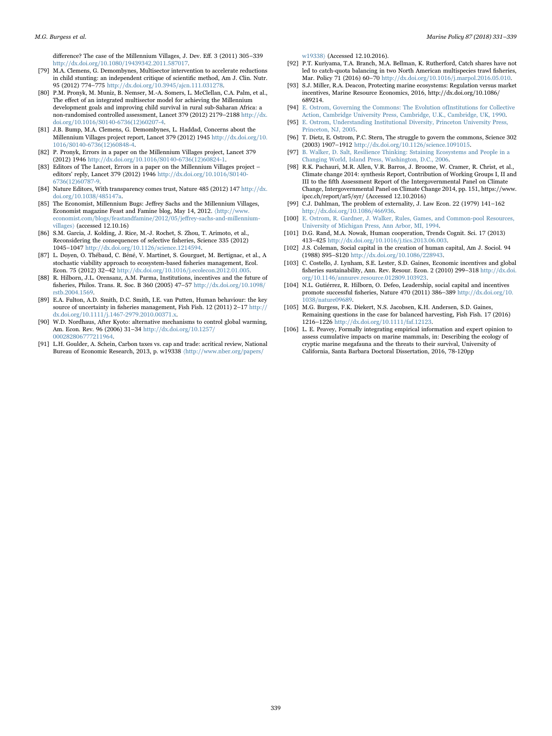difference? The case of the Millennium Villages, J. Dev. Eff. 3 (2011) 305–339 http://dx.doi.org/10.1080/19439342.2011.587017.

[79] M.A. Clemens, G. Demombynes, Multisector intervention to accelerate reductions in child stunting: an independent critique of scientific method, Am J. Clin. Nutr. 95 (2012) 774–775 http://dx.doi.org/10.3945/ajcn.111.031278.

[80] P.M. Pronyk, M. Muniz, B. Nemser, M.-A. Somers, L. McClellan, C.A. Palm, et al., The effect of an integrated multisector model for achieving the Millennium development goals and improving child survival in rural sub-Saharan Africa: a non-randomised controlled assessment, Lancet 379 (2012) 2179–2188 http://dx.doi.org/10.1016/S0140-6736(12)60207-4.

[81] J.B. Bump, M.A. Clemens, G. Demombynes, L. Haddad, Concerns about the Millennium Villages project report, Lancet 379 (2012) 1945 http://dx.doi.org/10.1016/S0140-6736(12)60848-4.

[82] P. Pronyk, Errors in a paper on the Millennium Villages project, Lancet 379 (2012) 1946 http://dx.doi.org/10.1016/S0140-6736(12)60824-1.

[83] Editors of The Lancet, Errors in a paper on the Millennium Villages project – editors' reply, Lancet 379 (2012) 1946 http://dx.doi.org/10.1016/S0140-6736(12)60787-9.

[84] Nature Editors, With transparency comes trust, Nature 485 (2012) 147 http://dx.doi.org/10.1038/485147a.

[85] The Economist, Millennium Bugs: Jeffrey Sachs and the Millennium Villages, Economist magazine Feast and Famine blog, May 14, 2012. ⟨http://www.economist.com/blogs/feastandfamine/2012/05/jeffrey-sachs-and-millennium-villages⟩ (accessed 12.10.16)

[86] S.M. Garcia, J. Kolding, J. Rice, M.-J. Rochet, S. Zhou, T. Arimoto, et al., Reconsidering the consequences of selective fisheries, Science 335 (2012) 1045–1047 http://dx.doi.org/10.1126/science.1214594.

[87] L. Doyen, O. Thébaud, C. Béné, V. Martinet, S. Gourguet, M. Bertignac, et al., A stochastic viability approach to ecosystem-based fisheries management, Ecol. Econ. 75 (2012) 32–42 http://dx.doi.org/10.1016/j.ecolecon.2012.01.005.

[88] R. Hilborn, J.L. Orensanz, A.M. Parma, Institutions, incentives and the future of fisheries, Philos. Trans. R. Soc. B 360 (2005) 47–57 http://dx.doi.org/10.1098/rstb.2004.1569.

[89] E.A. Fulton, A.D. Smith, D.C. Smith, I.E. van Putten, Human behaviour: the key source of uncertainty in fisheries management, Fish Fish. 12 (2011) 2–17 http://dx.doi.org/10.1111/j.1467-2979.2010.00371.x.

[90] W.D. Nordhaus, After Kyoto: alternative mechanisms to control global warming, Am. Econ. Rev. 96 (2006) 31–34 http://dx.doi.org/10.1257/000282806777211964.

[91] L.H. Goulder, A. Schein, Carbon taxes vs. cap and trade: acritical review, National Bureau of Economic Research, 2013, p. w19338 ⟨http://www.nber.org/papers/w19338⟩ (Accessed 12.10.2016).

[92] P.T. Kuriyama, T.A. Branch, M.A. Bellman, K. Rutherford, Catch shares have not led to catch-quota balancing in two North American multispecies trawl fisheries, Mar. Policy 71 (2016) 60–70 http://dx.doi.org/10.1016/j.marpol.2016.05.010.

[93] S.J. Miller, R.A. Deacon, Protecting marine ecosystems: Regulation versus market incentives, Marine Resource Economics, 2016, http://dx.doi.org/10.1086/689214.

[94] E. Ostrom, Governing the Commons: The Evolution ofInstitutions for Collective Action, Cambridge University Press, Cambridge, U.K., Cambridge, UK, 1990.

[95] E. Ostrom, Understanding Institutional Diversity, Princeton University Press, Princeton, NJ, 2005.

[96] T. Dietz, E. Ostrom, P.C. Stern, The struggle to govern the commons, Science 302 (2003) 1907–1912 http://dx.doi.org/10.1126/science.1091015.

[97] B. Walker, D. Salt, Resilience Thinking: Sstaining Ecosystems and People in a Changing World, Island Press, Washington, D.C., 2006.

[98] R.K. Pachauri, M.R. Allen, V.R. Barros, J. Broome, W. Cramer, R. Christ, et al., Climate change 2014: synthesis Report, Contribution of Working Groups I, II and III to the fifth Assessment Report of the Intergovernmental Panel on Climate Change, Intergovernmental Panel on Climate Change 2014, pp. 151, https://www.ipcc.ch/report/ar5/syr/ (Accessed 12.10.2016)

[99] C.J. Dahlman, The problem of externality, J. Law Econ. 22 (1979) 141–162 http://dx.doi.org/10.1086/466936.

[100] E. Ostrom, R. Gardner, J. Walker, Rules, Games, and Common-pool Resources, University of Michigan Press, Ann Arbor, MI, 1994.

[101] D.G. Rand, M.A. Nowak, Human cooperation, Trends Cognit. Sci. 17 (2013) 413–425 http://dx.doi.org/10.1016/j.tics.2013.06.003.

[102] J.S. Coleman, Social capital in the creation of human capital, Am J. Sociol. 94 (1988) S95–S120 http://dx.doi.org/10.1086/228943.

[103] C. Costello, J. Lynham, S.E. Lester, S.D. Gaines, Economic incentives and global fisheries sustainability, Ann. Rev. Resour. Econ. 2 (2010) 299–318 http://dx.doi.org/10.1146/annurev.resource.012809.103923.

[104] N.L. Gutiérrez, R. Hilborn, O. Defeo, Leadership, social capital and incentives promote successful fisheries, Nature 470 (2011) 386–389 http://dx.doi.org/10.1038/nature09689.

[105] M.G. Burgess, F.K. Diekert, N.S. Jacobsen, K.H. Andersen, S.D. Gaines, Remaining questions in the case for balanced harvesting, Fish Fish. 17 (2016) 1216–1226 http://dx.doi.org/10.1111/faf.12123.

[106] L. E. Peavey, Formally integrating empirical information and expert opinion to assess cumulative impacts on marine mammals, in: Describing the ecology of cryptic marine megafauna and the threats to their survival, University of California, Santa Barbara Doctoral Dissertation, 2016, 78-120pp